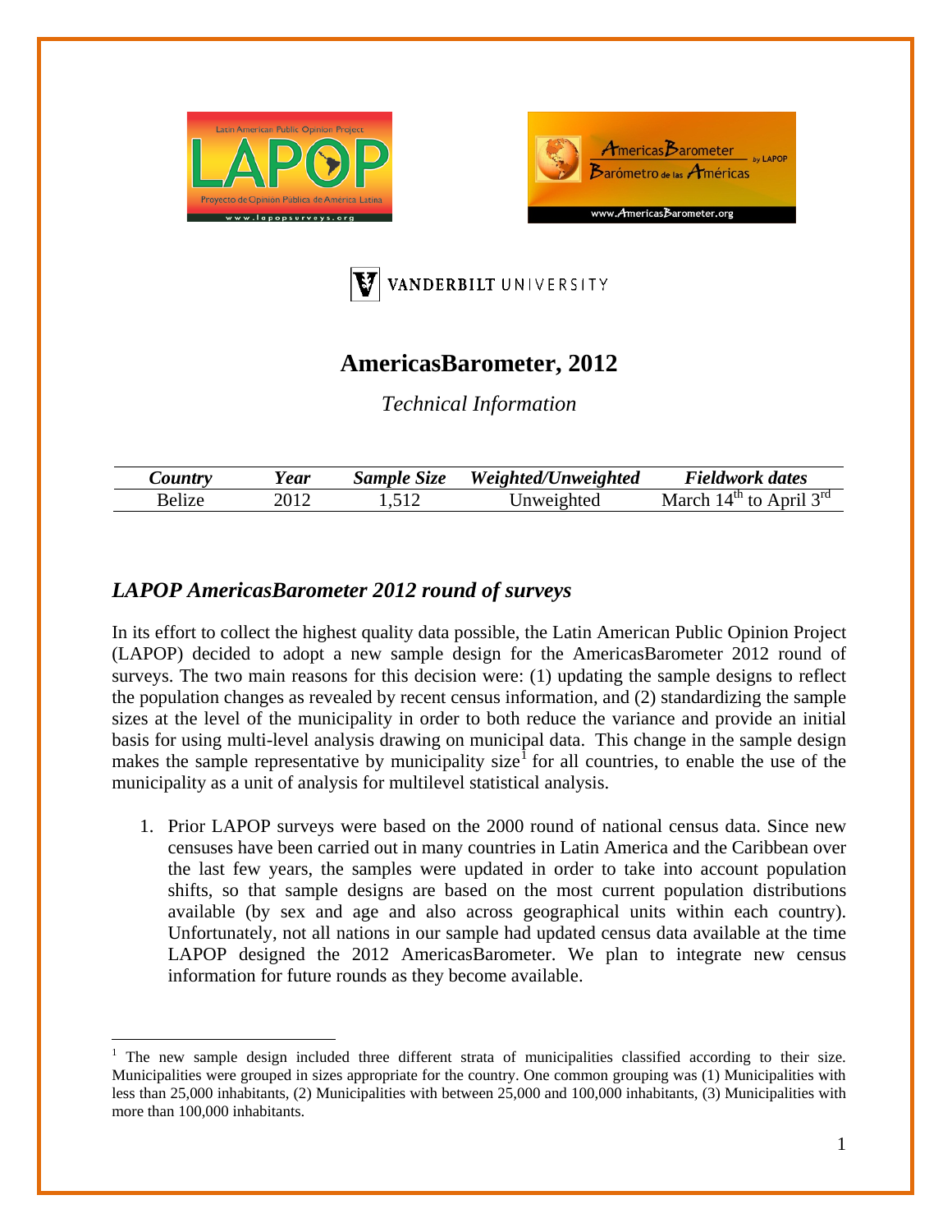# AmericasBarometer, 2012

*Technical Information*

| *Country* | *Year* | *Sample Size* | *Weighted/Unweighted* | *Fieldwork dates* |
|---|---|---|---|---|
| Belize | 2012 | 1,512 | Unweighted | March 14$^{th}$ to April 3$^{rd}$ |

## *LAPOP AmericasBarometer 2012 round of surveys*

In its effort to collect the highest quality data possible, the Latin American Public Opinion Project (LAPOP) decided to adopt a new sample design for the AmericasBarometer 2012 round of surveys. The two main reasons for this decision were: (1) updating the sample designs to reflect the population changes as revealed by recent census information, and (2) standardizing the sample sizes at the level of the municipality in order to both reduce the variance and provide an initial basis for using multi-level analysis drawing on municipal data. This change in the sample design makes the sample representative by municipality size[1] for all countries, to enable the use of the municipality as a unit of analysis for multilevel statistical analysis.

1. Prior LAPOP surveys were based on the 2000 round of national census data. Since new censuses have been carried out in many countries in Latin America and the Caribbean over the last few years, the samples were updated in order to take into account population shifts, so that sample designs are based on the most current population distributions available (by sex and age and also across geographical units within each country). Unfortunately, not all nations in our sample had updated census data available at the time LAPOP designed the 2012 AmericasBarometer. We plan to integrate new census information for future rounds as they become available.

[1] The new sample design included three different strata of municipalities classified according to their size. Municipalities were grouped in sizes appropriate for the country. One common grouping was (1) Municipalities with less than 25,000 inhabitants, (2) Municipalities with between 25,000 and 100,000 inhabitants, (3) Municipalities with more than 100,000 inhabitants.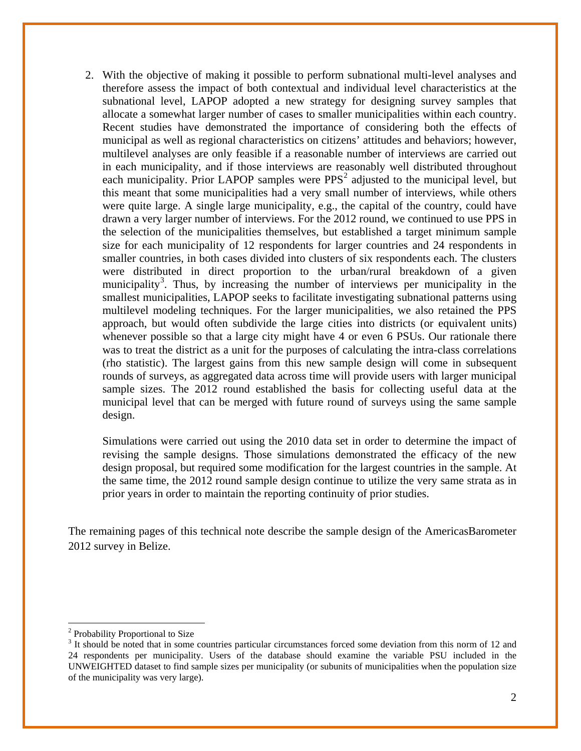2. With the objective of making it possible to perform subnational multi-level analyses and therefore assess the impact of both contextual and individual level characteristics at the subnational level, LAPOP adopted a new strategy for designing survey samples that allocate a somewhat larger number of cases to smaller municipalities within each country. Recent studies have demonstrated the importance of considering both the effects of municipal as well as regional characteristics on citizens' attitudes and behaviors; however, multilevel analyses are only feasible if a reasonable number of interviews are carried out in each municipality, and if those interviews are reasonably well distributed throughout each municipality. Prior LAPOP samples were PPS[2] adjusted to the municipal level, but this meant that some municipalities had a very small number of interviews, while others were quite large. A single large municipality, e.g., the capital of the country, could have drawn a very larger number of interviews. For the 2012 round, we continued to use PPS in the selection of the municipalities themselves, but established a target minimum sample size for each municipality of 12 respondents for larger countries and 24 respondents in smaller countries, in both cases divided into clusters of six respondents each. The clusters were distributed in direct proportion to the urban/rural breakdown of a given municipality[3]. Thus, by increasing the number of interviews per municipality in the smallest municipalities, LAPOP seeks to facilitate investigating subnational patterns using multilevel modeling techniques. For the larger municipalities, we also retained the PPS approach, but would often subdivide the large cities into districts (or equivalent units) whenever possible so that a large city might have 4 or even 6 PSUs. Our rationale there was to treat the district as a unit for the purposes of calculating the intra-class correlations (rho statistic). The largest gains from this new sample design will come in subsequent rounds of surveys, as aggregated data across time will provide users with larger municipal sample sizes. The 2012 round established the basis for collecting useful data at the municipal level that can be merged with future round of surveys using the same sample design.

   Simulations were carried out using the 2010 data set in order to determine the impact of revising the sample designs. Those simulations demonstrated the efficacy of the new design proposal, but required some modification for the largest countries in the sample. At the same time, the 2012 round sample design continue to utilize the very same strata as in prior years in order to maintain the reporting continuity of prior studies.

The remaining pages of this technical note describe the sample design of the AmericasBarometer 2012 survey in Belize.

---

[2] Probability Proportional to Size

[3] It should be noted that in some countries particular circumstances forced some deviation from this norm of 12 and 24 respondents per municipality. Users of the database should examine the variable PSU included in the UNWEIGHTED dataset to find sample sizes per municipality (or subunits of municipalities when the population size of the municipality was very large).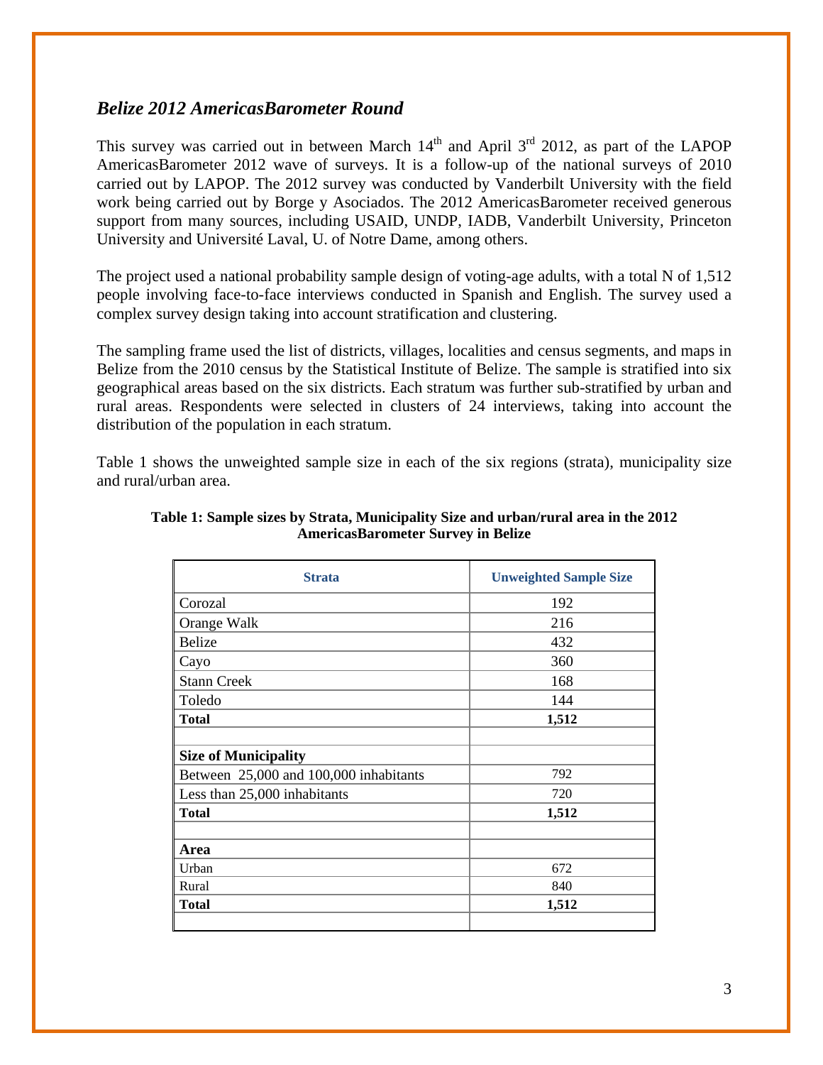## *Belize 2012 AmericasBarometer Round*

This survey was carried out in between March 14th and April 3rd 2012, as part of the LAPOP AmericasBarometer 2012 wave of surveys. It is a follow-up of the national surveys of 2010 carried out by LAPOP. The 2012 survey was conducted by Vanderbilt University with the field work being carried out by Borge y Asociados. The 2012 AmericasBarometer received generous support from many sources, including USAID, UNDP, IADB, Vanderbilt University, Princeton University and Université Laval, U. of Notre Dame, among others.

The project used a national probability sample design of voting-age adults, with a total N of 1,512 people involving face-to-face interviews conducted in Spanish and English. The survey used a complex survey design taking into account stratification and clustering.

The sampling frame used the list of districts, villages, localities and census segments, and maps in Belize from the 2010 census by the Statistical Institute of Belize. The sample is stratified into six geographical areas based on the six districts. Each stratum was further sub-stratified by urban and rural areas. Respondents were selected in clusters of 24 interviews, taking into account the distribution of the population in each stratum.

Table 1 shows the unweighted sample size in each of the six regions (strata), municipality size and rural/urban area.

**Table 1: Sample sizes by Strata, Municipality Size and urban/rural area in the 2012 AmericasBarometer Survey in Belize**

| Strata | Unweighted Sample Size |
|---|---|
| Corozal | 192 |
| Orange Walk | 216 |
| Belize | 432 |
| Cayo | 360 |
| Stann Creek | 168 |
| Toledo | 144 |
| **Total** | **1,512** |
| | |
| **Size of Municipality** | |
| Between 25,000 and 100,000 inhabitants | 792 |
| Less than 25,000 inhabitants | 720 |
| **Total** | **1,512** |
| | |
| **Area** | |
| Urban | 672 |
| Rural | 840 |
| **Total** | **1,512** |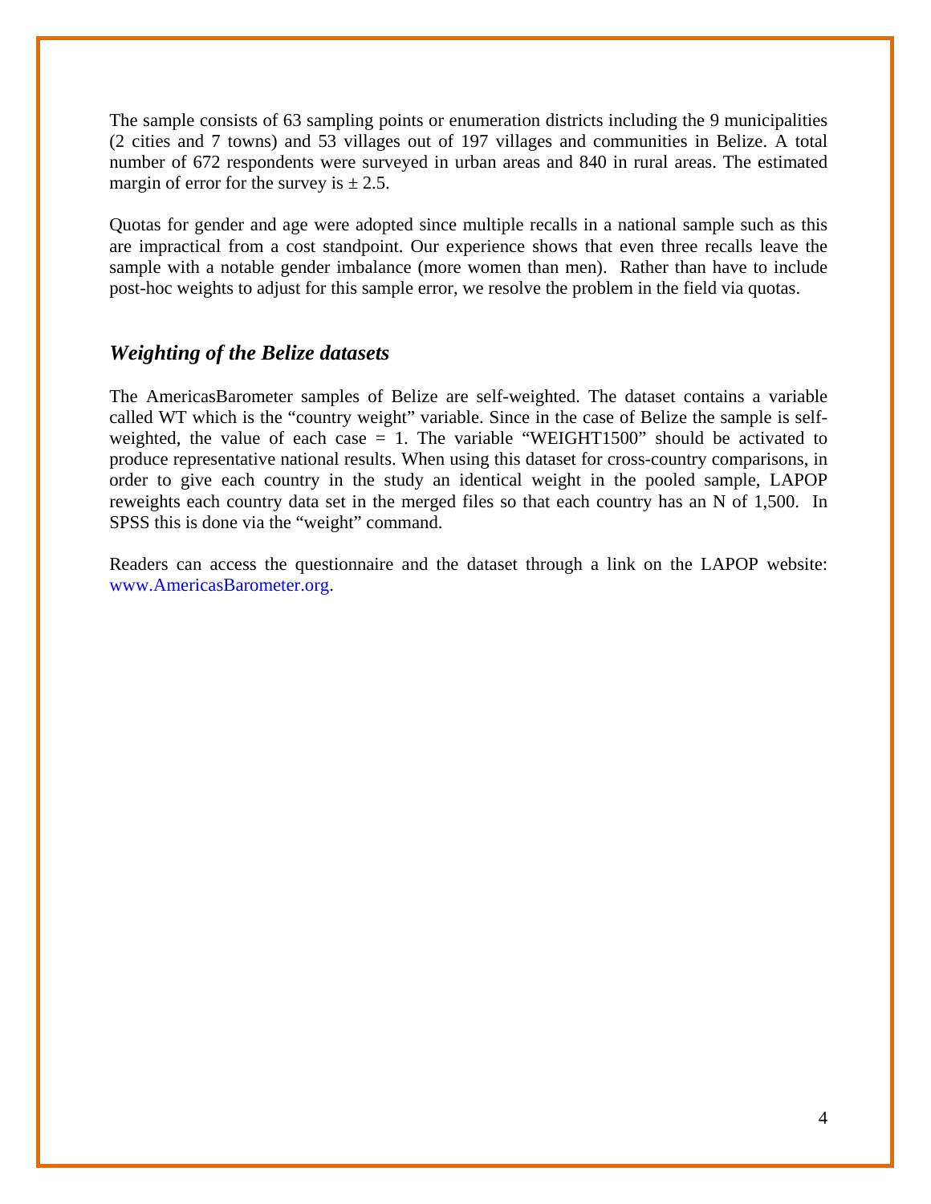The sample consists of 63 sampling points or enumeration districts including the 9 municipalities (2 cities and 7 towns) and 53 villages out of 197 villages and communities in Belize. A total number of 672 respondents were surveyed in urban areas and 840 in rural areas. The estimated margin of error for the survey is ± 2.5.

Quotas for gender and age were adopted since multiple recalls in a national sample such as this are impractical from a cost standpoint. Our experience shows that even three recalls leave the sample with a notable gender imbalance (more women than men). Rather than have to include post-hoc weights to adjust for this sample error, we resolve the problem in the field via quotas.

### *Weighting of the Belize datasets*

The AmericasBarometer samples of Belize are self-weighted. The dataset contains a variable called WT which is the "country weight" variable. Since in the case of Belize the sample is self-weighted, the value of each case = 1. The variable "WEIGHT1500" should be activated to produce representative national results. When using this dataset for cross-country comparisons, in order to give each country in the study an identical weight in the pooled sample, LAPOP reweights each country data set in the merged files so that each country has an N of 1,500. In SPSS this is done via the "weight" command.

Readers can access the questionnaire and the dataset through a link on the LAPOP website: www.AmericasBarometer.org.